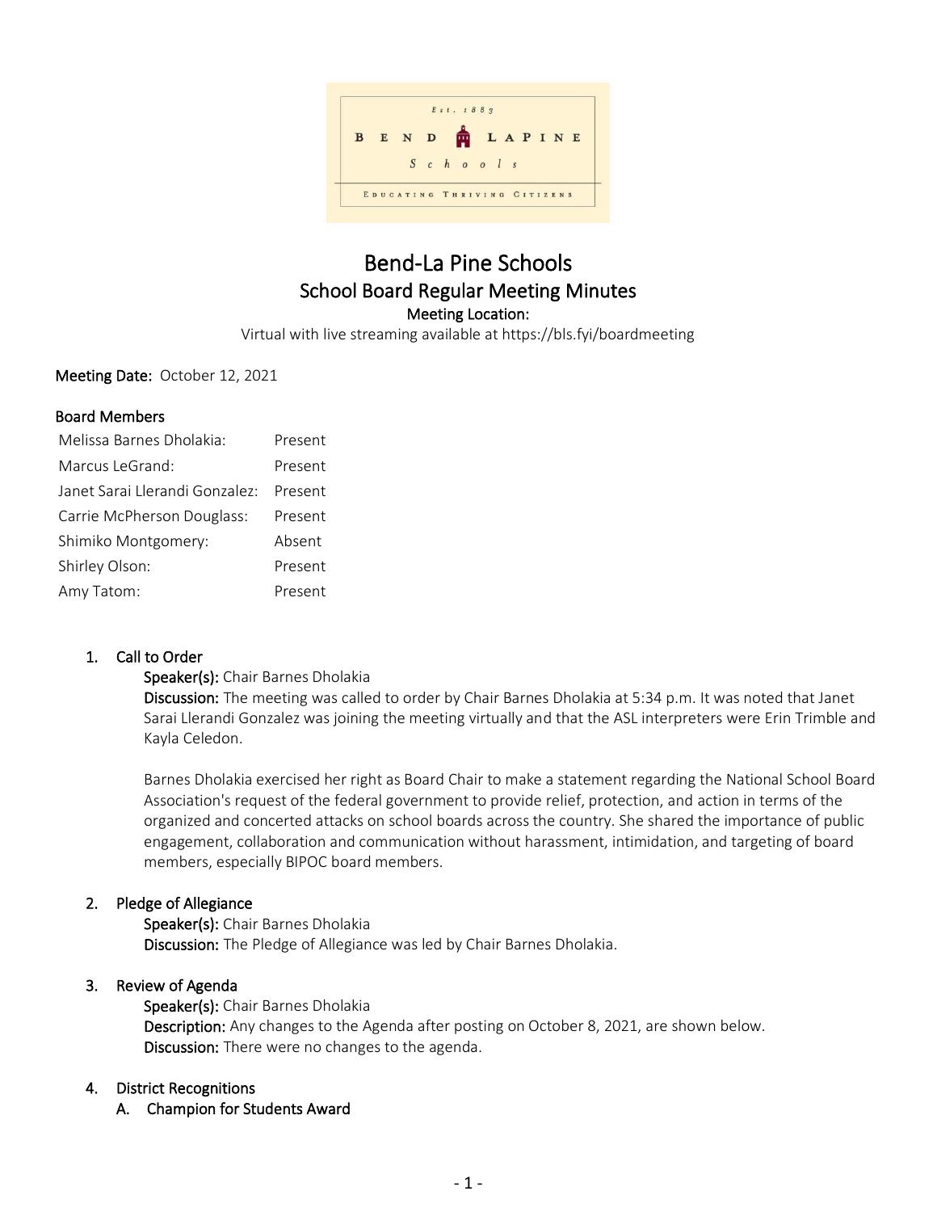# Bend-La Pine Schools

## School Board Regular Meeting Minutes

**Meeting Location:**

Virtual with live streaming available at https://bls.fyi/boardmeeting

**Meeting Date:** October 12, 2021

### Board Members

| | |
|---|---|
| Melissa Barnes Dholakia: | Present |
| Marcus LeGrand: | Present |
| Janet Sarai Llerandi Gonzalez: | Present |
| Carrie McPherson Douglass: | Present |
| Shimiko Montgomery: | Absent |
| Shirley Olson: | Present |
| Amy Tatom: | Present |

1. **Call to Order**

   **Speaker(s):** Chair Barnes Dholakia

   **Discussion:** The meeting was called to order by Chair Barnes Dholakia at 5:34 p.m. It was noted that Janet Sarai Llerandi Gonzalez was joining the meeting virtually and that the ASL interpreters were Erin Trimble and Kayla Celedon.

   Barnes Dholakia exercised her right as Board Chair to make a statement regarding the National School Board Association's request of the federal government to provide relief, protection, and action in terms of the organized and concerted attacks on school boards across the country. She shared the importance of public engagement, collaboration and communication without harassment, intimidation, and targeting of board members, especially BIPOC board members.

2. **Pledge of Allegiance**

   **Speaker(s):** Chair Barnes Dholakia

   **Discussion:** The Pledge of Allegiance was led by Chair Barnes Dholakia.

3. **Review of Agenda**

   **Speaker(s):** Chair Barnes Dholakia

   **Description:** Any changes to the Agenda after posting on October 8, 2021, are shown below.

   **Discussion:** There were no changes to the agenda.

4. **District Recognitions**

   A. **Champion for Students Award**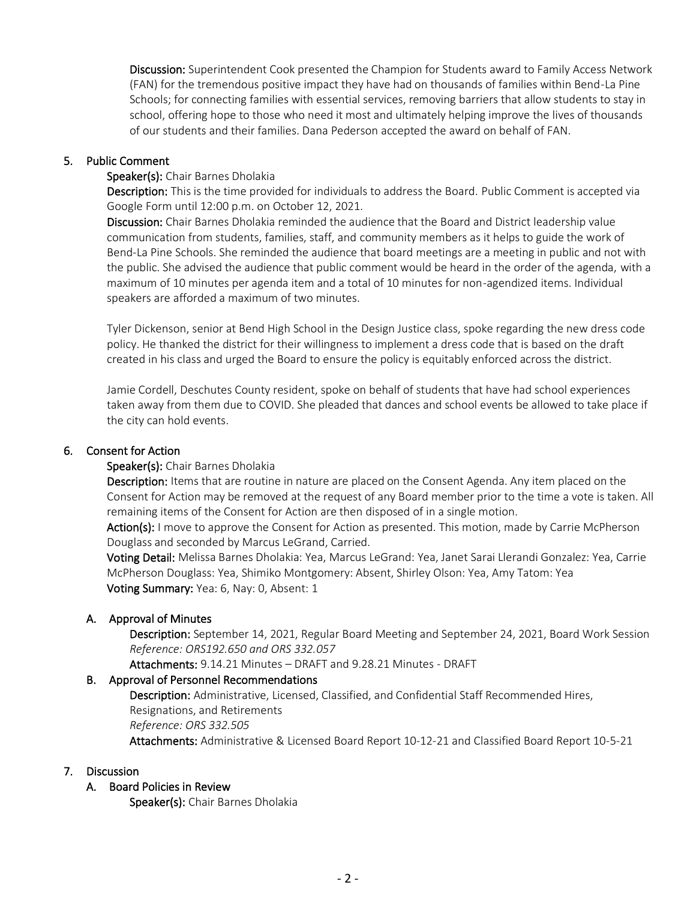**Discussion:** Superintendent Cook presented the Champion for Students award to Family Access Network (FAN) for the tremendous positive impact they have had on thousands of families within Bend-La Pine Schools; for connecting families with essential services, removing barriers that allow students to stay in school, offering hope to those who need it most and ultimately helping improve the lives of thousands of our students and their families. Dana Pederson accepted the award on behalf of FAN.

## 5. Public Comment

**Speaker(s):** Chair Barnes Dholakia

**Description:** This is the time provided for individuals to address the Board. Public Comment is accepted via Google Form until 12:00 p.m. on October 12, 2021.

**Discussion:** Chair Barnes Dholakia reminded the audience that the Board and District leadership value communication from students, families, staff, and community members as it helps to guide the work of Bend-La Pine Schools. She reminded the audience that board meetings are a meeting in public and not with the public. She advised the audience that public comment would be heard in the order of the agenda, with a maximum of 10 minutes per agenda item and a total of 10 minutes for non-agendized items. Individual speakers are afforded a maximum of two minutes.

Tyler Dickenson, senior at Bend High School in the Design Justice class, spoke regarding the new dress code policy. He thanked the district for their willingness to implement a dress code that is based on the draft created in his class and urged the Board to ensure the policy is equitably enforced across the district.

Jamie Cordell, Deschutes County resident, spoke on behalf of students that have had school experiences taken away from them due to COVID. She pleaded that dances and school events be allowed to take place if the city can hold events.

## 6. Consent for Action

**Speaker(s):** Chair Barnes Dholakia

**Description:** Items that are routine in nature are placed on the Consent Agenda. Any item placed on the Consent for Action may be removed at the request of any Board member prior to the time a vote is taken. All remaining items of the Consent for Action are then disposed of in a single motion.

**Action(s):** I move to approve the Consent for Action as presented. This motion, made by Carrie McPherson Douglass and seconded by Marcus LeGrand, Carried.

**Voting Detail:** Melissa Barnes Dholakia: Yea, Marcus LeGrand: Yea, Janet Sarai Llerandi Gonzalez: Yea, Carrie McPherson Douglass: Yea, Shimiko Montgomery: Absent, Shirley Olson: Yea, Amy Tatom: Yea

**Voting Summary:** Yea: 6, Nay: 0, Absent: 1

### A. Approval of Minutes

**Description:** September 14, 2021, Regular Board Meeting and September 24, 2021, Board Work Session

*Reference: ORS192.650 and ORS 332.057*

**Attachments:** 9.14.21 Minutes – DRAFT and 9.28.21 Minutes - DRAFT

### B. Approval of Personnel Recommendations

**Description:** Administrative, Licensed, Classified, and Confidential Staff Recommended Hires, Resignations, and Retirements

*Reference: ORS 332.505*

**Attachments:** Administrative & Licensed Board Report 10-12-21 and Classified Board Report 10-5-21

## 7. Discussion

### A. Board Policies in Review

**Speaker(s):** Chair Barnes Dholakia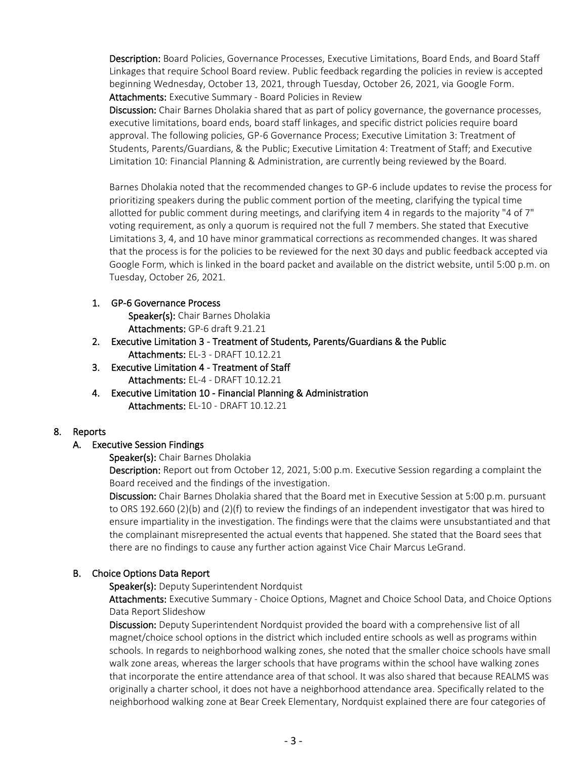**Description:** Board Policies, Governance Processes, Executive Limitations, Board Ends, and Board Staff Linkages that require School Board review. Public feedback regarding the policies in review is accepted beginning Wednesday, October 13, 2021, through Tuesday, October 26, 2021, via Google Form.
**Attachments:** Executive Summary - Board Policies in Review
**Discussion:** Chair Barnes Dholakia shared that as part of policy governance, the governance processes, executive limitations, board ends, board staff linkages, and specific district policies require board approval. The following policies, GP-6 Governance Process; Executive Limitation 3: Treatment of Students, Parents/Guardians, & the Public; Executive Limitation 4: Treatment of Staff; and Executive Limitation 10: Financial Planning & Administration, are currently being reviewed by the Board.

Barnes Dholakia noted that the recommended changes to GP-6 include updates to revise the process for prioritizing speakers during the public comment portion of the meeting, clarifying the typical time allotted for public comment during meetings, and clarifying item 4 in regards to the majority "4 of 7" voting requirement, as only a quorum is required not the full 7 members. She stated that Executive Limitations 3, 4, and 10 have minor grammatical corrections as recommended changes. It was shared that the process is for the policies to be reviewed for the next 30 days and public feedback accepted via Google Form, which is linked in the board packet and available on the district website, until 5:00 p.m. on Tuesday, October 26, 2021.

1. **GP-6 Governance Process**
   **Speaker(s):** Chair Barnes Dholakia
   **Attachments:** GP-6 draft 9.21.21
2. **Executive Limitation 3 - Treatment of Students, Parents/Guardians & the Public**
   **Attachments:** EL-3 - DRAFT 10.12.21
3. **Executive Limitation 4 - Treatment of Staff**
   **Attachments:** EL-4 - DRAFT 10.12.21
4. **Executive Limitation 10 - Financial Planning & Administration**
   **Attachments:** EL-10 - DRAFT 10.12.21

## 8. Reports

### A. Executive Session Findings

**Speaker(s):** Chair Barnes Dholakia
**Description:** Report out from October 12, 2021, 5:00 p.m. Executive Session regarding a complaint the Board received and the findings of the investigation.
**Discussion:** Chair Barnes Dholakia shared that the Board met in Executive Session at 5:00 p.m. pursuant to ORS 192.660 (2)(b) and (2)(f) to review the findings of an independent investigator that was hired to ensure impartiality in the investigation. The findings were that the claims were unsubstantiated and that the complainant misrepresented the actual events that happened. She stated that the Board sees that there are no findings to cause any further action against Vice Chair Marcus LeGrand.

### B. Choice Options Data Report

**Speaker(s):** Deputy Superintendent Nordquist
**Attachments:** Executive Summary - Choice Options, Magnet and Choice School Data, and Choice Options Data Report Slideshow
**Discussion:** Deputy Superintendent Nordquist provided the board with a comprehensive list of all magnet/choice school options in the district which included entire schools as well as programs within schools. In regards to neighborhood walking zones, she noted that the smaller choice schools have small walk zone areas, whereas the larger schools that have programs within the school have walking zones that incorporate the entire attendance area of that school. It was also shared that because REALMS was originally a charter school, it does not have a neighborhood attendance area. Specifically related to the neighborhood walking zone at Bear Creek Elementary, Nordquist explained there are four categories of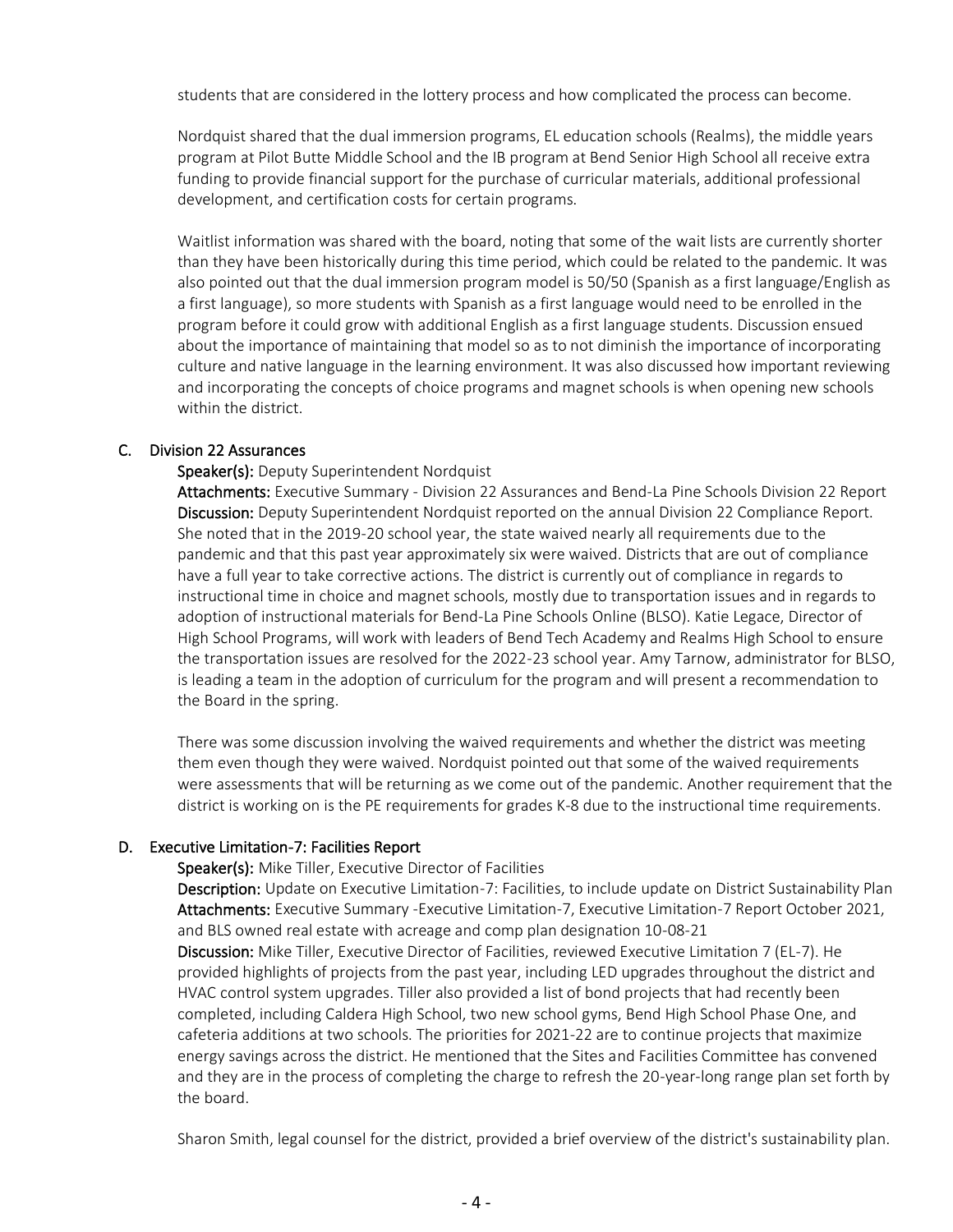students that are considered in the lottery process and how complicated the process can become.

Nordquist shared that the dual immersion programs, EL education schools (Realms), the middle years program at Pilot Butte Middle School and the IB program at Bend Senior High School all receive extra funding to provide financial support for the purchase of curricular materials, additional professional development, and certification costs for certain programs.

Waitlist information was shared with the board, noting that some of the wait lists are currently shorter than they have been historically during this time period, which could be related to the pandemic. It was also pointed out that the dual immersion program model is 50/50 (Spanish as a first language/English as a first language), so more students with Spanish as a first language would need to be enrolled in the program before it could grow with additional English as a first language students. Discussion ensued about the importance of maintaining that model so as to not diminish the importance of incorporating culture and native language in the learning environment. It was also discussed how important reviewing and incorporating the concepts of choice programs and magnet schools is when opening new schools within the district.

### C. Division 22 Assurances

**Speaker(s):** Deputy Superintendent Nordquist

**Attachments:** Executive Summary - Division 22 Assurances and Bend-La Pine Schools Division 22 Report

**Discussion:** Deputy Superintendent Nordquist reported on the annual Division 22 Compliance Report. She noted that in the 2019-20 school year, the state waived nearly all requirements due to the pandemic and that this past year approximately six were waived. Districts that are out of compliance have a full year to take corrective actions. The district is currently out of compliance in regards to instructional time in choice and magnet schools, mostly due to transportation issues and in regards to adoption of instructional materials for Bend-La Pine Schools Online (BLSO). Katie Legace, Director of High School Programs, will work with leaders of Bend Tech Academy and Realms High School to ensure the transportation issues are resolved for the 2022-23 school year. Amy Tarnow, administrator for BLSO, is leading a team in the adoption of curriculum for the program and will present a recommendation to the Board in the spring.

There was some discussion involving the waived requirements and whether the district was meeting them even though they were waived. Nordquist pointed out that some of the waived requirements were assessments that will be returning as we come out of the pandemic. Another requirement that the district is working on is the PE requirements for grades K-8 due to the instructional time requirements.

### D. Executive Limitation-7: Facilities Report

**Speaker(s):** Mike Tiller, Executive Director of Facilities

**Description:** Update on Executive Limitation-7: Facilities, to include update on District Sustainability Plan

**Attachments:** Executive Summary -Executive Limitation-7, Executive Limitation-7 Report October 2021, and BLS owned real estate with acreage and comp plan designation 10-08-21

**Discussion:** Mike Tiller, Executive Director of Facilities, reviewed Executive Limitation 7 (EL-7). He provided highlights of projects from the past year, including LED upgrades throughout the district and HVAC control system upgrades. Tiller also provided a list of bond projects that had recently been completed, including Caldera High School, two new school gyms, Bend High School Phase One, and cafeteria additions at two schools. The priorities for 2021-22 are to continue projects that maximize energy savings across the district. He mentioned that the Sites and Facilities Committee has convened and they are in the process of completing the charge to refresh the 20-year-long range plan set forth by the board.

Sharon Smith, legal counsel for the district, provided a brief overview of the district's sustainability plan.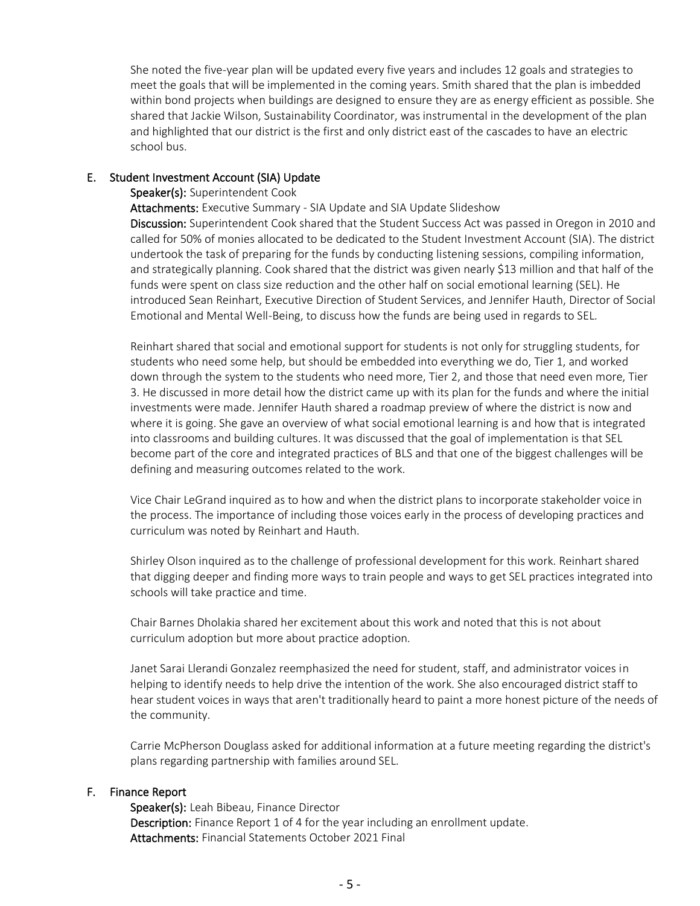She noted the five-year plan will be updated every five years and includes 12 goals and strategies to meet the goals that will be implemented in the coming years. Smith shared that the plan is imbedded within bond projects when buildings are designed to ensure they are as energy efficient as possible. She shared that Jackie Wilson, Sustainability Coordinator, was instrumental in the development of the plan and highlighted that our district is the first and only district east of the cascades to have an electric school bus.

### E. Student Investment Account (SIA) Update

**Speaker(s):** Superintendent Cook

**Attachments:** Executive Summary - SIA Update and SIA Update Slideshow

**Discussion:** Superintendent Cook shared that the Student Success Act was passed in Oregon in 2010 and called for 50% of monies allocated to be dedicated to the Student Investment Account (SIA). The district undertook the task of preparing for the funds by conducting listening sessions, compiling information, and strategically planning. Cook shared that the district was given nearly $13 million and that half of the funds were spent on class size reduction and the other half on social emotional learning (SEL). He introduced Sean Reinhart, Executive Direction of Student Services, and Jennifer Hauth, Director of Social Emotional and Mental Well-Being, to discuss how the funds are being used in regards to SEL.

Reinhart shared that social and emotional support for students is not only for struggling students, for students who need some help, but should be embedded into everything we do, Tier 1, and worked down through the system to the students who need more, Tier 2, and those that need even more, Tier 3. He discussed in more detail how the district came up with its plan for the funds and where the initial investments were made. Jennifer Hauth shared a roadmap preview of where the district is now and where it is going. She gave an overview of what social emotional learning is and how that is integrated into classrooms and building cultures. It was discussed that the goal of implementation is that SEL become part of the core and integrated practices of BLS and that one of the biggest challenges will be defining and measuring outcomes related to the work.

Vice Chair LeGrand inquired as to how and when the district plans to incorporate stakeholder voice in the process. The importance of including those voices early in the process of developing practices and curriculum was noted by Reinhart and Hauth.

Shirley Olson inquired as to the challenge of professional development for this work. Reinhart shared that digging deeper and finding more ways to train people and ways to get SEL practices integrated into schools will take practice and time.

Chair Barnes Dholakia shared her excitement about this work and noted that this is not about curriculum adoption but more about practice adoption.

Janet Sarai Llerandi Gonzalez reemphasized the need for student, staff, and administrator voices in helping to identify needs to help drive the intention of the work. She also encouraged district staff to hear student voices in ways that aren't traditionally heard to paint a more honest picture of the needs of the community.

Carrie McPherson Douglass asked for additional information at a future meeting regarding the district's plans regarding partnership with families around SEL.

### F. Finance Report

**Speaker(s):** Leah Bibeau, Finance Director

**Description:** Finance Report 1 of 4 for the year including an enrollment update.

**Attachments:** Financial Statements October 2021 Final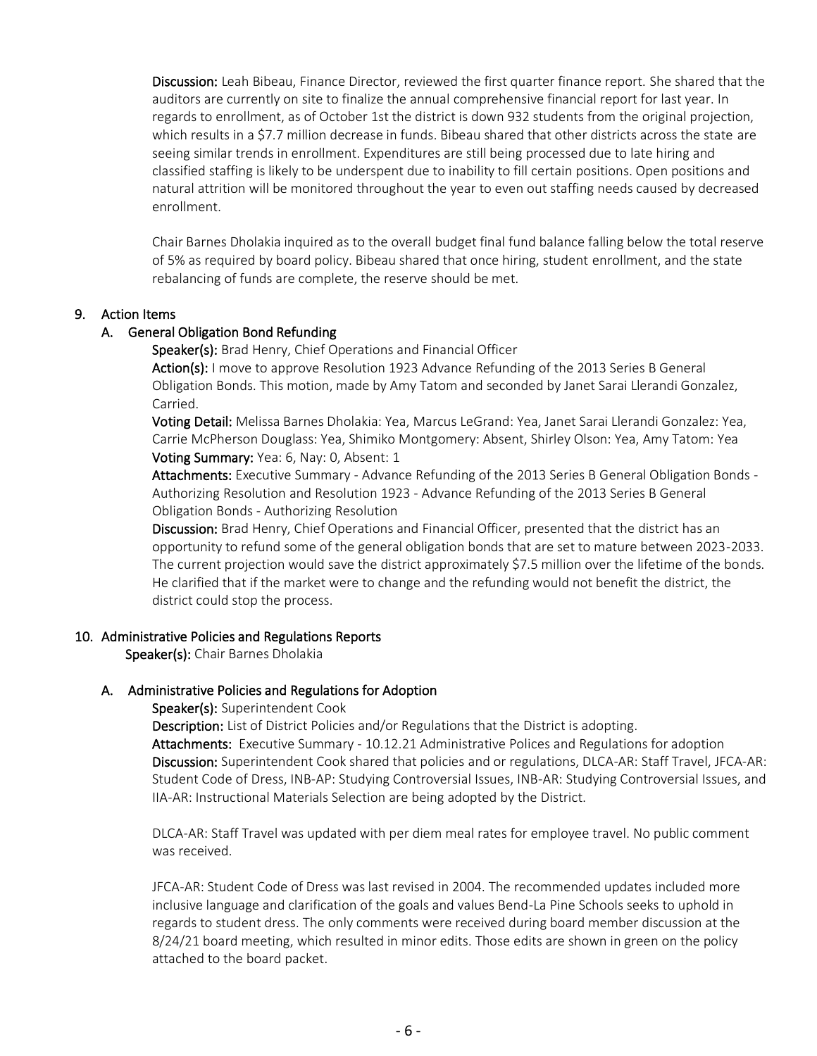**Discussion:** Leah Bibeau, Finance Director, reviewed the first quarter finance report. She shared that the auditors are currently on site to finalize the annual comprehensive financial report for last year. In regards to enrollment, as of October 1st the district is down 932 students from the original projection, which results in a $7.7 million decrease in funds. Bibeau shared that other districts across the state are seeing similar trends in enrollment. Expenditures are still being processed due to late hiring and classified staffing is likely to be underspent due to inability to fill certain positions. Open positions and natural attrition will be monitored throughout the year to even out staffing needs caused by decreased enrollment.

Chair Barnes Dholakia inquired as to the overall budget final fund balance falling below the total reserve of 5% as required by board policy. Bibeau shared that once hiring, student enrollment, and the state rebalancing of funds are complete, the reserve should be met.

## 9. Action Items

### A. General Obligation Bond Refunding

**Speaker(s):** Brad Henry, Chief Operations and Financial Officer

**Action(s):** I move to approve Resolution 1923 Advance Refunding of the 2013 Series B General Obligation Bonds. This motion, made by Amy Tatom and seconded by Janet Sarai Llerandi Gonzalez, Carried.

**Voting Detail:** Melissa Barnes Dholakia: Yea, Marcus LeGrand: Yea, Janet Sarai Llerandi Gonzalez: Yea, Carrie McPherson Douglass: Yea, Shimiko Montgomery: Absent, Shirley Olson: Yea, Amy Tatom: Yea

**Voting Summary:** Yea: 6, Nay: 0, Absent: 1

**Attachments:** Executive Summary - Advance Refunding of the 2013 Series B General Obligation Bonds - Authorizing Resolution and Resolution 1923 - Advance Refunding of the 2013 Series B General Obligation Bonds - Authorizing Resolution

**Discussion:** Brad Henry, Chief Operations and Financial Officer, presented that the district has an opportunity to refund some of the general obligation bonds that are set to mature between 2023-2033. The current projection would save the district approximately $7.5 million over the lifetime of the bonds. He clarified that if the market were to change and the refunding would not benefit the district, the district could stop the process.

## 10. Administrative Policies and Regulations Reports

**Speaker(s):** Chair Barnes Dholakia

### A. Administrative Policies and Regulations for Adoption

**Speaker(s):** Superintendent Cook

**Description:** List of District Policies and/or Regulations that the District is adopting.

**Attachments:** Executive Summary - 10.12.21 Administrative Polices and Regulations for adoption

**Discussion:** Superintendent Cook shared that policies and or regulations, DLCA-AR: Staff Travel, JFCA-AR: Student Code of Dress, INB-AP: Studying Controversial Issues, INB-AR: Studying Controversial Issues, and IIA-AR: Instructional Materials Selection are being adopted by the District.

DLCA-AR: Staff Travel was updated with per diem meal rates for employee travel. No public comment was received.

JFCA-AR: Student Code of Dress was last revised in 2004. The recommended updates included more inclusive language and clarification of the goals and values Bend-La Pine Schools seeks to uphold in regards to student dress. The only comments were received during board member discussion at the 8/24/21 board meeting, which resulted in minor edits. Those edits are shown in green on the policy attached to the board packet.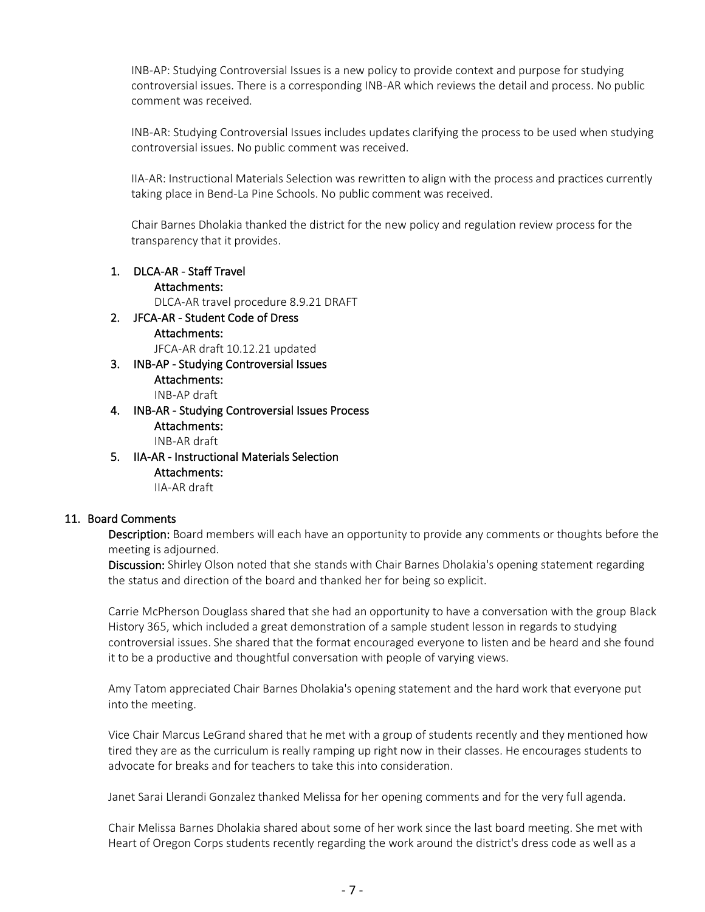INB-AP: Studying Controversial Issues is a new policy to provide context and purpose for studying controversial issues. There is a corresponding INB-AR which reviews the detail and process. No public comment was received.

INB-AR: Studying Controversial Issues includes updates clarifying the process to be used when studying controversial issues. No public comment was received.

IIA-AR: Instructional Materials Selection was rewritten to align with the process and practices currently taking place in Bend-La Pine Schools. No public comment was received.

Chair Barnes Dholakia thanked the district for the new policy and regulation review process for the transparency that it provides.

1. DLCA-AR - Staff Travel
   Attachments:
   DLCA-AR travel procedure 8.9.21 DRAFT
2. JFCA-AR - Student Code of Dress
   Attachments:
   JFCA-AR draft 10.12.21 updated
3. INB-AP - Studying Controversial Issues
   Attachments:
   INB-AP draft
4. INB-AR - Studying Controversial Issues Process
   Attachments:
   INB-AR draft
5. IIA-AR - Instructional Materials Selection
   Attachments:
   IIA-AR draft

## 11. Board Comments

**Description:** Board members will each have an opportunity to provide any comments or thoughts before the meeting is adjourned.

**Discussion:** Shirley Olson noted that she stands with Chair Barnes Dholakia's opening statement regarding the status and direction of the board and thanked her for being so explicit.

Carrie McPherson Douglass shared that she had an opportunity to have a conversation with the group Black History 365, which included a great demonstration of a sample student lesson in regards to studying controversial issues. She shared that the format encouraged everyone to listen and be heard and she found it to be a productive and thoughtful conversation with people of varying views.

Amy Tatom appreciated Chair Barnes Dholakia's opening statement and the hard work that everyone put into the meeting.

Vice Chair Marcus LeGrand shared that he met with a group of students recently and they mentioned how tired they are as the curriculum is really ramping up right now in their classes. He encourages students to advocate for breaks and for teachers to take this into consideration.

Janet Sarai Llerandi Gonzalez thanked Melissa for her opening comments and for the very full agenda.

Chair Melissa Barnes Dholakia shared about some of her work since the last board meeting. She met with Heart of Oregon Corps students recently regarding the work around the district's dress code as well as a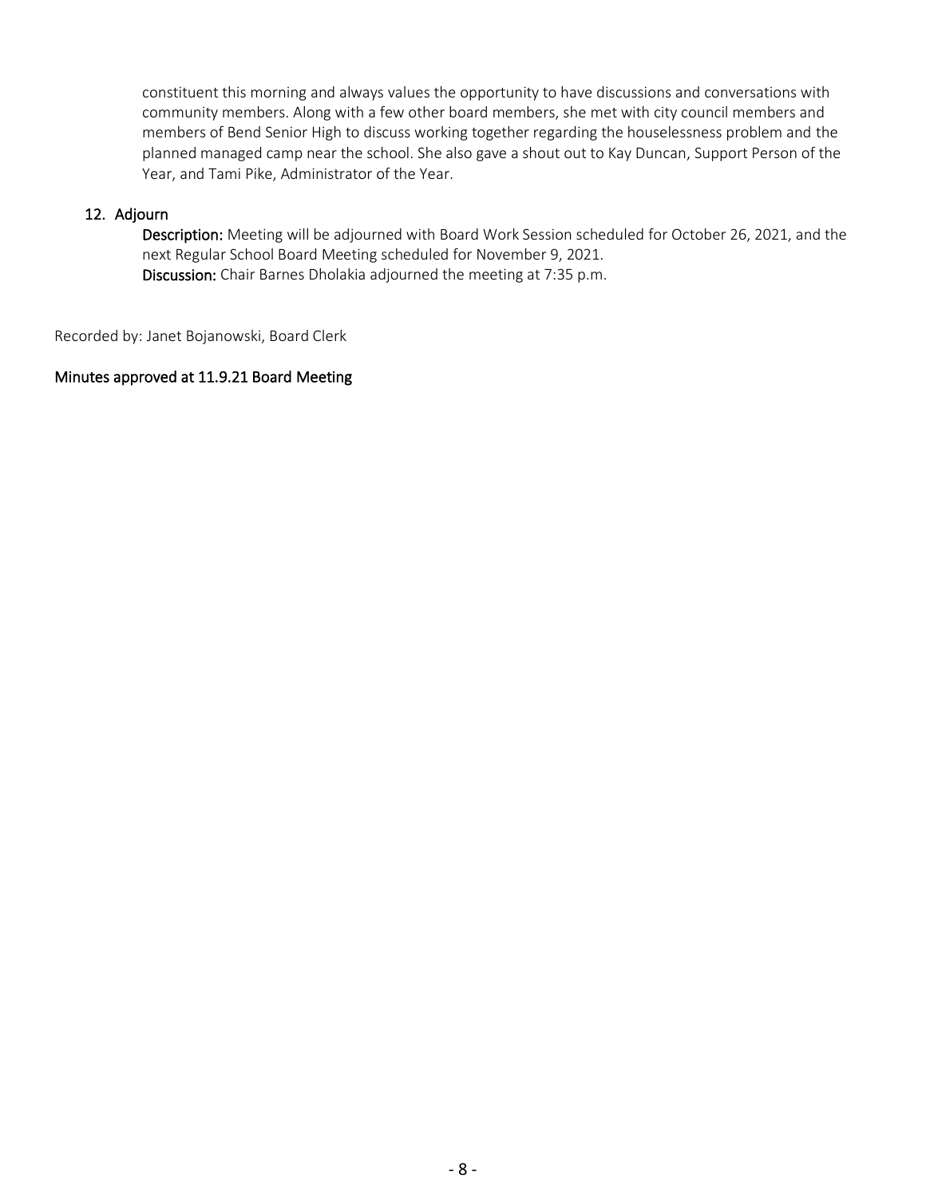constituent this morning and always values the opportunity to have discussions and conversations with community members. Along with a few other board members, she met with city council members and members of Bend Senior High to discuss working together regarding the houselessness problem and the planned managed camp near the school. She also gave a shout out to Kay Duncan, Support Person of the Year, and Tami Pike, Administrator of the Year.

## 12. Adjourn

**Description:** Meeting will be adjourned with Board Work Session scheduled for October 26, 2021, and the next Regular School Board Meeting scheduled for November 9, 2021.
**Discussion:** Chair Barnes Dholakia adjourned the meeting at 7:35 p.m.

Recorded by: Janet Bojanowski, Board Clerk

**Minutes approved at 11.9.21 Board Meeting**